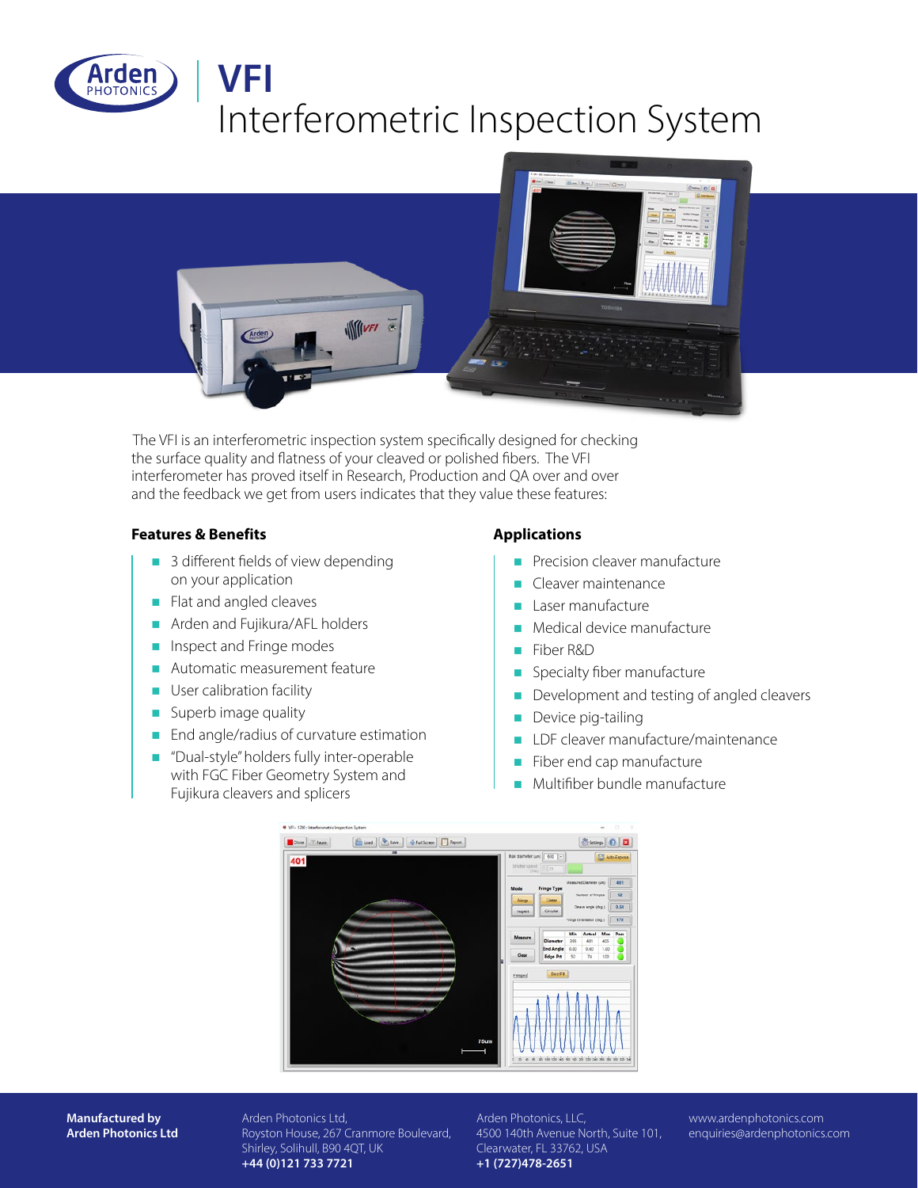# VFI

## Interferometric Inspection System

The VFI is an interferometric inspection system specifically designed for checking the surface quality and flatness of your cleaved or polished fibers. The VFI interferometer has proved itself in Research, Production and QA over and over and the feedback we get from users indicates that they value these features:

### Features & Benefits

- 3 different fields of view depending on your application
- Flat and angled cleaves
- Arden and Fujikura/AFL holders
- Inspect and Fringe modes
- Automatic measurement feature
- User calibration facility
- Superb image quality
- End angle/radius of curvature estimation
- "Dual-style" holders fully inter-operable with FGC Fiber Geometry System and Fujikura cleavers and splicers

### Applications

- Precision cleaver manufacture
- Cleaver maintenance
- Laser manufacture
- Medical device manufacture
- Fiber R&D
- Specialty fiber manufacture
- Development and testing of angled cleavers
- Device pig-tailing
- LDF cleaver manufacture/maintenance
- Fiber end cap manufacture
- Multifiber bundle manufacture

**Manufactured by Arden Photonics Ltd**

Arden Photonics Ltd,
Royston House, 267 Cranmore Boulevard,
Shirley, Solihull, B90 4QT, UK
**+44 (0)121 733 7721**

Arden Photonics, LLC,
4500 140th Avenue North, Suite 101,
Clearwater, FL 33762, USA
**+1 (727)478-2651**

www.ardenphotonics.com
enquiries@ardenphotonics.com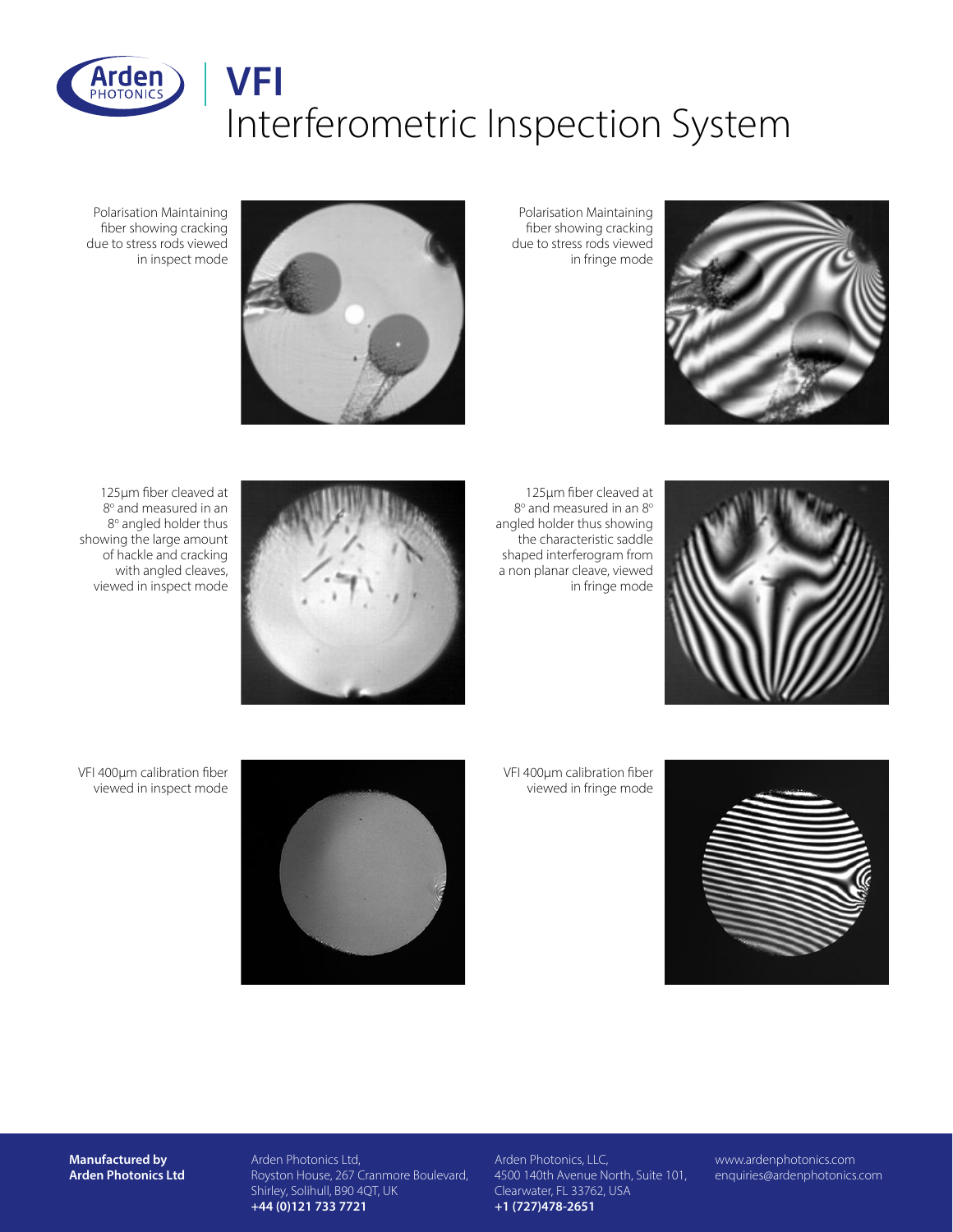# VFI

## Interferometric Inspection System

Polarisation Maintaining fiber showing cracking due to stress rods viewed in inspect mode

Polarisation Maintaining fiber showing cracking due to stress rods viewed in fringe mode

125µm fiber cleaved at 8° and measured in an 8° angled holder thus showing the large amount of hackle and cracking with angled cleaves, viewed in inspect mode

125µm fiber cleaved at 8° and measured in an 8° angled holder thus showing the characteristic saddle shaped interferogram from a non planar cleave, viewed in fringe mode

VFI 400µm calibration fiber viewed in inspect mode

VFI 400µm calibration fiber viewed in fringe mode

**Manufactured by Arden Photonics Ltd**

Arden Photonics Ltd,
Royston House, 267 Cranmore Boulevard,
Shirley, Solihull, B90 4QT, UK
**+44 (0)121 733 7721**

Arden Photonics, LLC,
4500 140th Avenue North, Suite 101,
Clearwater, FL 33762, USA
**+1 (727)478-2651**

www.ardenphotonics.com
enquiries@ardenphotonics.com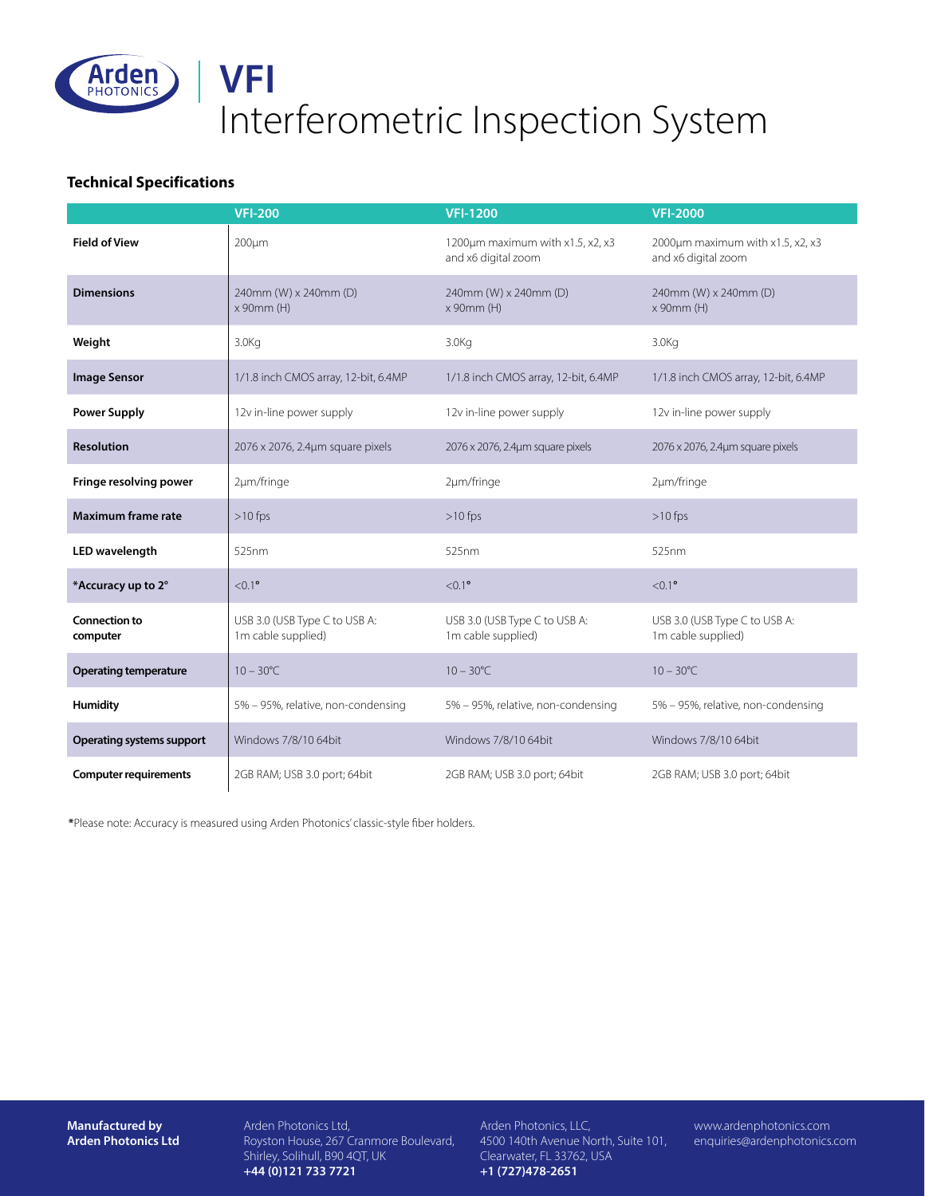# VFI

Interferometric Inspection System

## Technical Specifications

| | VFI-200 | VFI-1200 | VFI-2000 |
|---|---|---|---|
| **Field of View** | 200μm | 1200μm maximum with x1.5, x2, x3 and x6 digital zoom | 2000μm maximum with x1.5, x2, x3 and x6 digital zoom |
| **Dimensions** | 240mm (W) x 240mm (D) x 90mm (H) | 240mm (W) x 240mm (D) x 90mm (H) | 240mm (W) x 240mm (D) x 90mm (H) |
| **Weight** | 3.0Kg | 3.0Kg | 3.0Kg |
| **Image Sensor** | 1/1.8 inch CMOS array, 12-bit, 6.4MP | 1/1.8 inch CMOS array, 12-bit, 6.4MP | 1/1.8 inch CMOS array, 12-bit, 6.4MP |
| **Power Supply** | 12v in-line power supply | 12v in-line power supply | 12v in-line power supply |
| **Resolution** | 2076 x 2076, 2.4μm square pixels | 2076 x 2076, 2.4μm square pixels | 2076 x 2076, 2.4μm square pixels |
| **Fringe resolving power** | 2μm/fringe | 2μm/fringe | 2μm/fringe |
| **Maximum frame rate** | >10 fps | >10 fps | >10 fps |
| **LED wavelength** | 525nm | 525nm | 525nm |
| ***Accuracy up to 2°** | <0.1° | <0.1° | <0.1° |
| **Connection to computer** | USB 3.0 (USB Type C to USB A: 1m cable supplied) | USB 3.0 (USB Type C to USB A: 1m cable supplied) | USB 3.0 (USB Type C to USB A: 1m cable supplied) |
| **Operating temperature** | 10 – 30°C | 10 – 30°C | 10 – 30°C |
| **Humidity** | 5% – 95%, relative, non-condensing | 5% – 95%, relative, non-condensing | 5% – 95%, relative, non-condensing |
| **Operating systems support** | Windows 7/8/10 64bit | Windows 7/8/10 64bit | Windows 7/8/10 64bit |
| **Computer requirements** | 2GB RAM; USB 3.0 port; 64bit | 2GB RAM; USB 3.0 port; 64bit | 2GB RAM; USB 3.0 port; 64bit |

***Please note: Accuracy is measured using Arden Photonics' classic-style fiber holders.**

**Manufactured by Arden Photonics Ltd**

Arden Photonics Ltd,
Royston House, 267 Cranmore Boulevard,
Shirley, Solihull, B90 4QT, UK
**+44 (0)121 733 7721**

Arden Photonics, LLC,
4500 140th Avenue North, Suite 101,
Clearwater, FL 33762, USA
**+1 (727)478-2651**

www.ardenphotonics.com
enquiries@ardenphotonics.com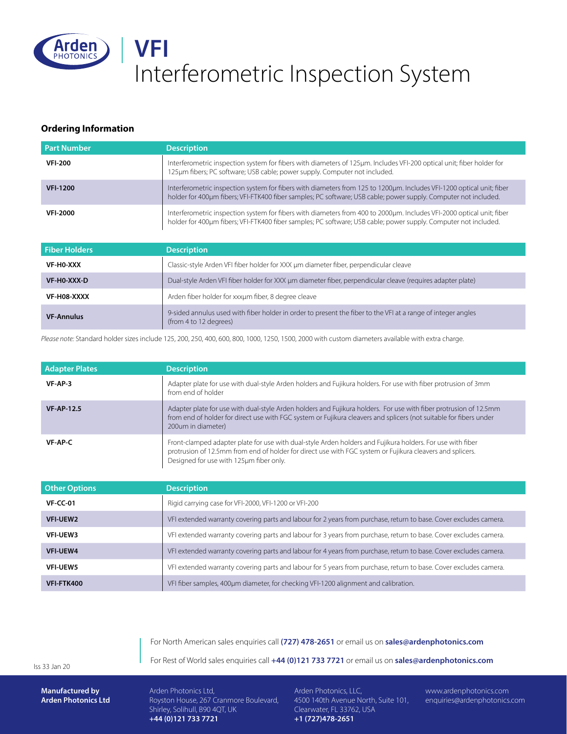# VFI
## Interferometric Inspection System

### Ordering Information

| Part Number | Description |
|---|---|
| **VFI-200** | Interferometric inspection system for fibers with diameters of 125µm. Includes VFI-200 optical unit; fiber holder for 125µm fibers; PC software; USB cable; power supply. Computer not included. |
| **VFI-1200** | Interferometric inspection system for fibers with diameters from 125 to 1200µm. Includes VFI-1200 optical unit; fiber holder for 400µm fibers; VFI-FTK400 fiber samples; PC software; USB cable; power supply. Computer not included. |
| **VFI-2000** | Interferometric inspection system for fibers with diameters from 400 to 2000µm. Includes VFI-2000 optical unit; fiber holder for 400µm fibers; VFI-FTK400 fiber samples; PC software; USB cable; power supply. Computer not included. |

| Fiber Holders | Description |
|---|---|
| **VF-H0-XXX** | Classic-style Arden VFI fiber holder for XXX µm diameter fiber, perpendicular cleave |
| **VF-H0-XXX-D** | Dual-style Arden VFI fiber holder for XXX µm diameter fiber, perpendicular cleave (requires adapter plate) |
| **VF-H08-XXXX** | Arden fiber holder for xxxµm fiber, 8 degree cleave |
| **VF-Annulus** | 9-sided annulus used with fiber holder in order to present the fiber to the VFI at a range of integer angles (from 4 to 12 degrees) |

*Please note:* Standard holder sizes include 125, 200, 250, 400, 600, 800, 1000, 1250, 1500, 2000 with custom diameters available with extra charge.

| Adapter Plates | Description |
|---|---|
| **VF-AP-3** | Adapter plate for use with dual-style Arden holders and Fujikura holders. For use with fiber protrusion of 3mm from end of holder |
| **VF-AP-12.5** | Adapter plate for use with dual-style Arden holders and Fujikura holders. For use with fiber protrusion of 12.5mm from end of holder for direct use with FGC system or Fujikura cleavers and splicers (not suitable for fibers under 200um in diameter) |
| **VF-AP-C** | Front-clamped adapter plate for use with dual-style Arden holders and Fujikura holders. For use with fiber protrusion of 12.5mm from end of holder for direct use with FGC system or Fujikura cleavers and splicers. Designed for use with 125µm fiber only. |

| Other Options | Description |
|---|---|
| **VF-CC-01** | Rigid carrying case for VFI-2000, VFI-1200 or VFI-200 |
| **VFI-UEW2** | VFI extended warranty covering parts and labour for 2 years from purchase, return to base. Cover excludes camera. |
| **VFI-UEW3** | VFI extended warranty covering parts and labour for 3 years from purchase, return to base. Cover excludes camera. |
| **VFI-UEW4** | VFI extended warranty covering parts and labour for 4 years from purchase, return to base. Cover excludes camera. |
| **VFI-UEW5** | VFI extended warranty covering parts and labour for 5 years from purchase, return to base. Cover excludes camera. |
| **VFI-FTK400** | VFI fiber samples, 400µm diameter, for checking VFI-1200 alignment and calibration. |

For North American sales enquiries call **(727) 478-2651** or email us on **sales@ardenphotonics.com**

For Rest of World sales enquiries call **+44 (0)121 733 7721** or email us on **sales@ardenphotonics.com**

Iss 33 Jan 20

**Manufactured by Arden Photonics Ltd**

Arden Photonics Ltd,
Royston House, 267 Cranmore Boulevard,
Shirley, Solihull, B90 4QT, UK
**+44 (0)121 733 7721**

Arden Photonics, LLC,
4500 140th Avenue North, Suite 101,
Clearwater, FL 33762, USA
**+1 (727)478-2651**

www.ardenphotonics.com
enquiries@ardenphotonics.com